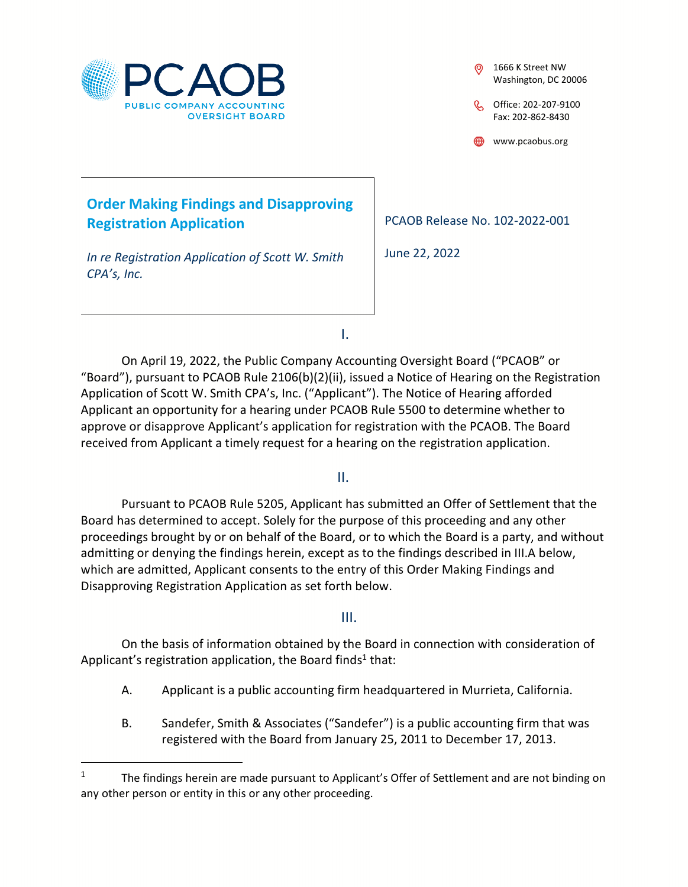PCAOB
PUBLIC COMPANY ACCOUNTING OVERSIGHT BOARD

1666 K Street NW
Washington, DC 20006

Office: 202-207-9100
Fax: 202-862-8430

www.pcaobus.org

# Order Making Findings and Disapproving Registration Application

*In re Registration Application of Scott W. Smith CPA's, Inc.*

PCAOB Release No. 102-2022-001

June 22, 2022

## I.

On April 19, 2022, the Public Company Accounting Oversight Board ("PCAOB" or "Board"), pursuant to PCAOB Rule 2106(b)(2)(ii), issued a Notice of Hearing on the Registration Application of Scott W. Smith CPA's, Inc. ("Applicant"). The Notice of Hearing afforded Applicant an opportunity for a hearing under PCAOB Rule 5500 to determine whether to approve or disapprove Applicant's application for registration with the PCAOB. The Board received from Applicant a timely request for a hearing on the registration application.

## II.

Pursuant to PCAOB Rule 5205, Applicant has submitted an Offer of Settlement that the Board has determined to accept. Solely for the purpose of this proceeding and any other proceedings brought by or on behalf of the Board, or to which the Board is a party, and without admitting or denying the findings herein, except as to the findings described in III.A below, which are admitted, Applicant consents to the entry of this Order Making Findings and Disapproving Registration Application as set forth below.

## III.

On the basis of information obtained by the Board in connection with consideration of Applicant's registration application, the Board finds[1] that:

A. Applicant is a public accounting firm headquartered in Murrieta, California.

B. Sandefer, Smith & Associates ("Sandefer") is a public accounting firm that was registered with the Board from January 25, 2011 to December 17, 2013.

[1] The findings herein are made pursuant to Applicant's Offer of Settlement and are not binding on any other person or entity in this or any other proceeding.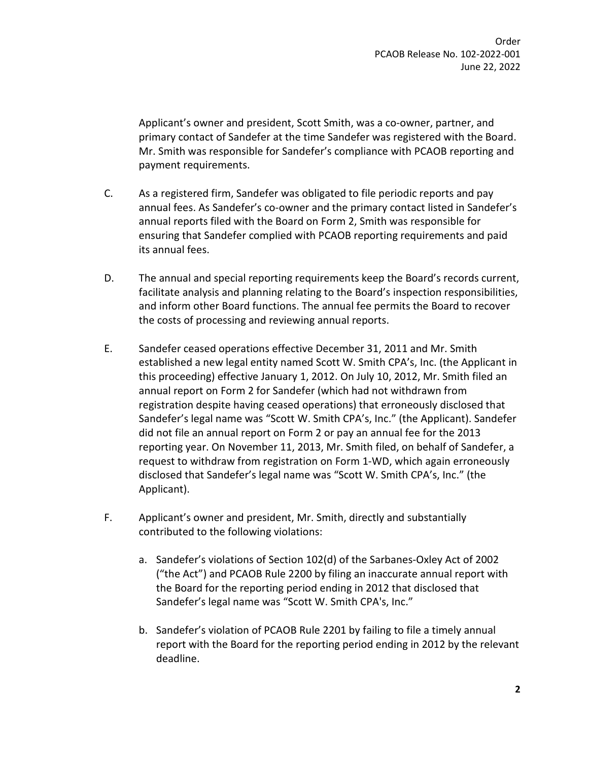Applicant's owner and president, Scott Smith, was a co-owner, partner, and primary contact of Sandefer at the time Sandefer was registered with the Board. Mr. Smith was responsible for Sandefer's compliance with PCAOB reporting and payment requirements.

C. As a registered firm, Sandefer was obligated to file periodic reports and pay annual fees. As Sandefer's co-owner and the primary contact listed in Sandefer's annual reports filed with the Board on Form 2, Smith was responsible for ensuring that Sandefer complied with PCAOB reporting requirements and paid its annual fees.

D. The annual and special reporting requirements keep the Board's records current, facilitate analysis and planning relating to the Board's inspection responsibilities, and inform other Board functions. The annual fee permits the Board to recover the costs of processing and reviewing annual reports.

E. Sandefer ceased operations effective December 31, 2011 and Mr. Smith established a new legal entity named Scott W. Smith CPA's, Inc. (the Applicant in this proceeding) effective January 1, 2012. On July 10, 2012, Mr. Smith filed an annual report on Form 2 for Sandefer (which had not withdrawn from registration despite having ceased operations) that erroneously disclosed that Sandefer's legal name was "Scott W. Smith CPA's, Inc." (the Applicant). Sandefer did not file an annual report on Form 2 or pay an annual fee for the 2013 reporting year. On November 11, 2013, Mr. Smith filed, on behalf of Sandefer, a request to withdraw from registration on Form 1-WD, which again erroneously disclosed that Sandefer's legal name was "Scott W. Smith CPA's, Inc." (the Applicant).

F. Applicant's owner and president, Mr. Smith, directly and substantially contributed to the following violations:

   a. Sandefer's violations of Section 102(d) of the Sarbanes-Oxley Act of 2002 ("the Act") and PCAOB Rule 2200 by filing an inaccurate annual report with the Board for the reporting period ending in 2012 that disclosed that Sandefer's legal name was "Scott W. Smith CPA's, Inc."

   b. Sandefer's violation of PCAOB Rule 2201 by failing to file a timely annual report with the Board for the reporting period ending in 2012 by the relevant deadline.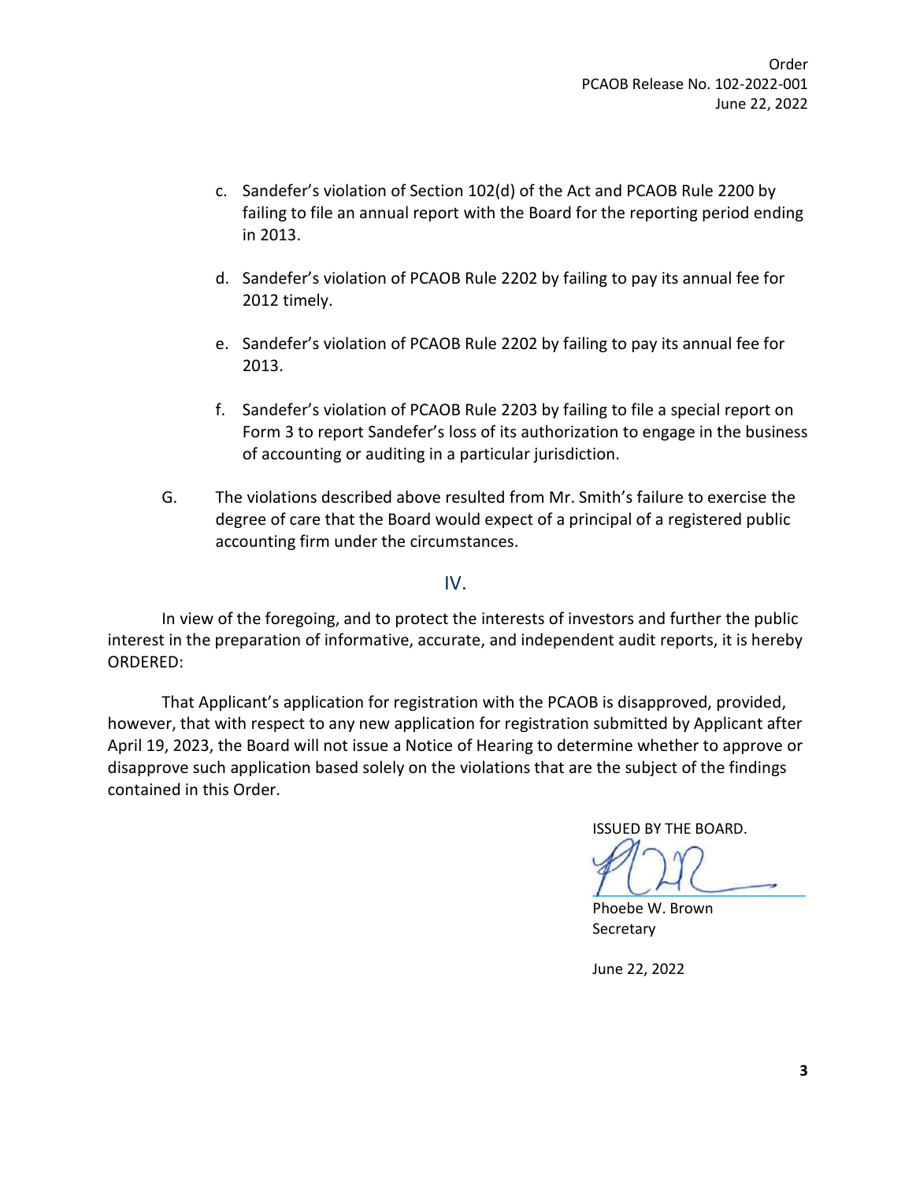c. Sandefer's violation of Section 102(d) of the Act and PCAOB Rule 2200 by failing to file an annual report with the Board for the reporting period ending in 2013.

d. Sandefer's violation of PCAOB Rule 2202 by failing to pay its annual fee for 2012 timely.

e. Sandefer's violation of PCAOB Rule 2202 by failing to pay its annual fee for 2013.

f. Sandefer's violation of PCAOB Rule 2203 by failing to file a special report on Form 3 to report Sandefer's loss of its authorization to engage in the business of accounting or auditing in a particular jurisdiction.

G. The violations described above resulted from Mr. Smith's failure to exercise the degree of care that the Board would expect of a principal of a registered public accounting firm under the circumstances.

## IV.

In view of the foregoing, and to protect the interests of investors and further the public interest in the preparation of informative, accurate, and independent audit reports, it is hereby ORDERED:

That Applicant's application for registration with the PCAOB is disapproved, provided, however, that with respect to any new application for registration submitted by Applicant after April 19, 2023, the Board will not issue a Notice of Hearing to determine whether to approve or disapprove such application based solely on the violations that are the subject of the findings contained in this Order.

ISSUED BY THE BOARD.

Phoebe W. Brown
Secretary

June 22, 2022